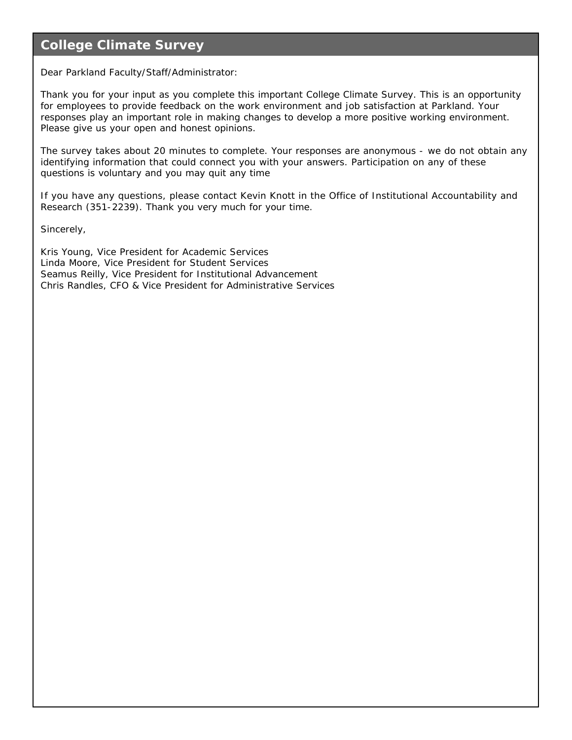# College Climate Survey

Dear Parkland Faculty/Staff/Administrator:

Thank you for your input as you complete this important College Climate Survey. This is an opportunity for employees to provide feedback on the work environment and job satisfaction at Parkland. Your responses play an important role in making changes to develop a more positive working environment. Please give us your open and honest opinions.

The survey takes about 20 minutes to complete. Your responses are anonymous - we do not obtain any identifying information that could connect you with your answers. Participation on any of these questions is voluntary and you may quit any time

If you have any questions, please contact Kevin Knott in the Office of Institutional Accountability and Research (351-2239). Thank you very much for your time.

Sincerely,

Kris Young, Vice President for Academic Services
Linda Moore, Vice President for Student Services
Seamus Reilly, Vice President for Institutional Advancement
Chris Randles, CFO & Vice President for Administrative Services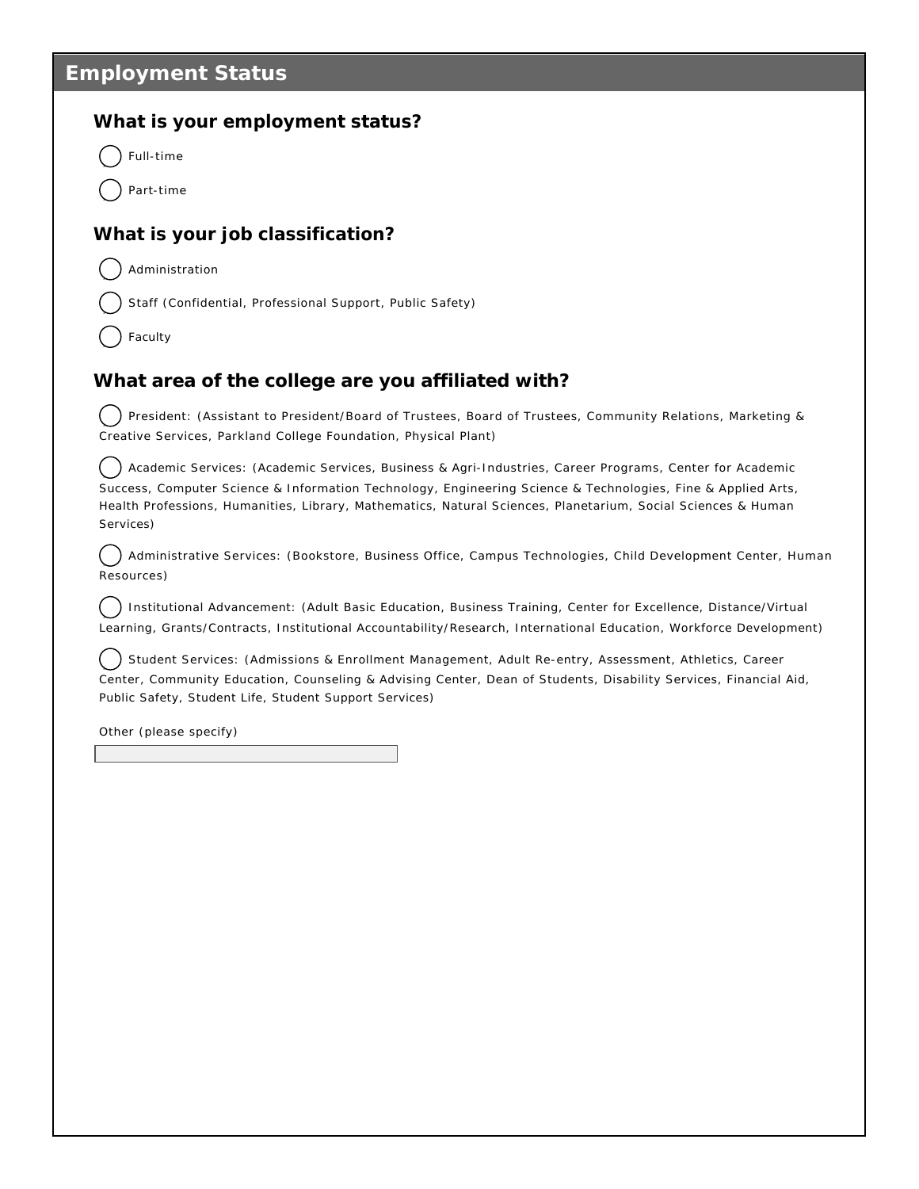## Employment Status

### What is your employment status?

- ( ) Full-time
- ( ) Part-time

### What is your job classification?

- ( ) Administration
- ( ) Staff (Confidential, Professional Support, Public Safety)
- ( ) Faculty

### What area of the college are you affiliated with?

- ( ) President: (Assistant to President/Board of Trustees, Board of Trustees, Community Relations, Marketing & Creative Services, Parkland College Foundation, Physical Plant)
- ( ) Academic Services: (Academic Services, Business & Agri-Industries, Career Programs, Center for Academic Success, Computer Science & Information Technology, Engineering Science & Technologies, Fine & Applied Arts, Health Professions, Humanities, Library, Mathematics, Natural Sciences, Planetarium, Social Sciences & Human Services)
- ( ) Administrative Services: (Bookstore, Business Office, Campus Technologies, Child Development Center, Human Resources)
- ( ) Institutional Advancement: (Adult Basic Education, Business Training, Center for Excellence, Distance/Virtual Learning, Grants/Contracts, Institutional Accountability/Research, International Education, Workforce Development)
- ( ) Student Services: (Admissions & Enrollment Management, Adult Re-entry, Assessment, Athletics, Career Center, Community Education, Counseling & Advising Center, Dean of Students, Disability Services, Financial Aid, Public Safety, Student Life, Student Support Services)

Other (please specify)

\_\_\_\_\_\_\_\_\_\_\_\_\_\_\_\_\_\_\_\_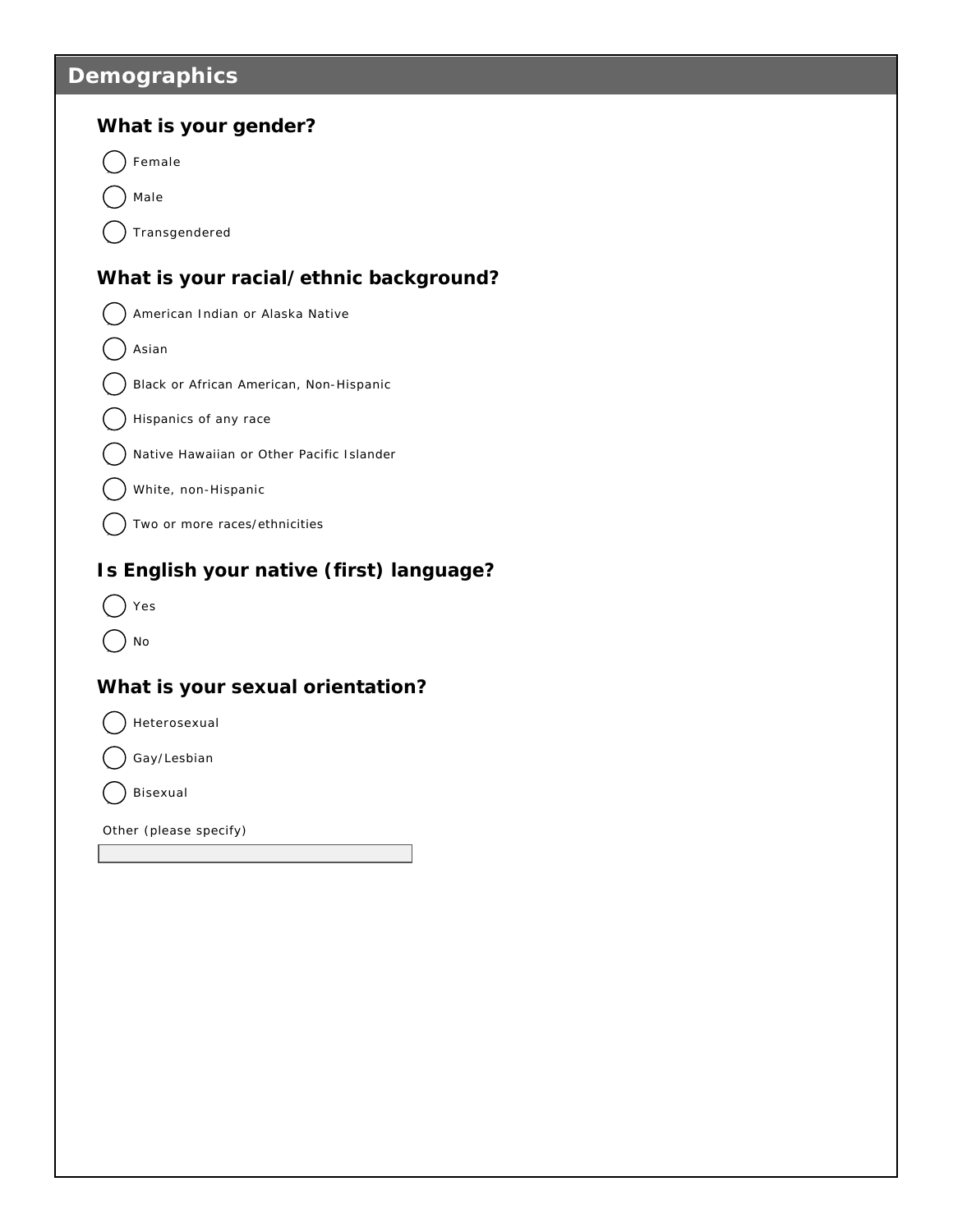## Demographics

### What is your gender?

- ( ) Female
- ( ) Male
- ( ) Transgendered

### What is your racial/ethnic background?

- ( ) American Indian or Alaska Native
- ( ) Asian
- ( ) Black or African American, Non-Hispanic
- ( ) Hispanics of any race
- ( ) Native Hawaiian or Other Pacific Islander
- ( ) White, non-Hispanic
- ( ) Two or more races/ethnicities

### Is English your native (first) language?

- ( ) Yes
- ( ) No

### What is your sexual orientation?

- ( ) Heterosexual
- ( ) Gay/Lesbian
- ( ) Bisexual

Other (please specify)

\_\_\_\_\_\_\_\_\_\_\_\_\_\_\_\_\_\_\_\_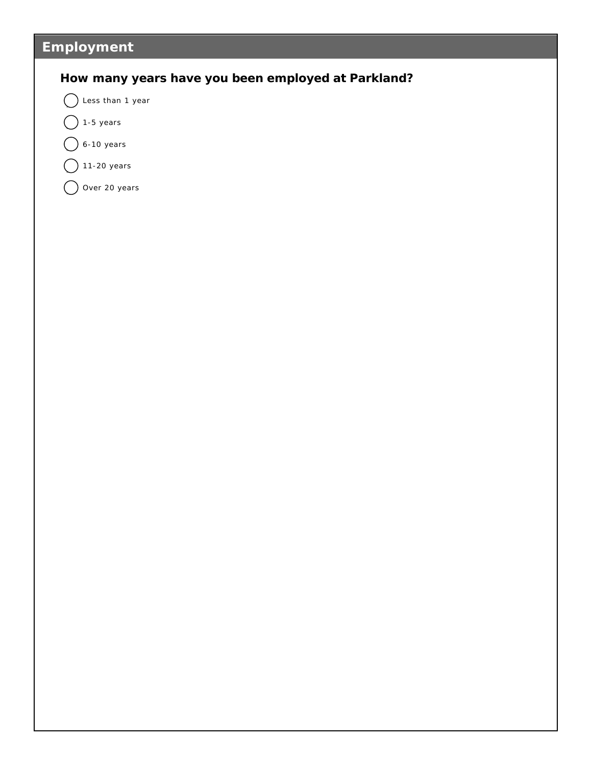## Employment

**How many years have you been employed at Parkland?**

- ( ) Less than 1 year
- ( ) 1-5 years
- ( ) 6-10 years
- ( ) 11-20 years
- ( ) Over 20 years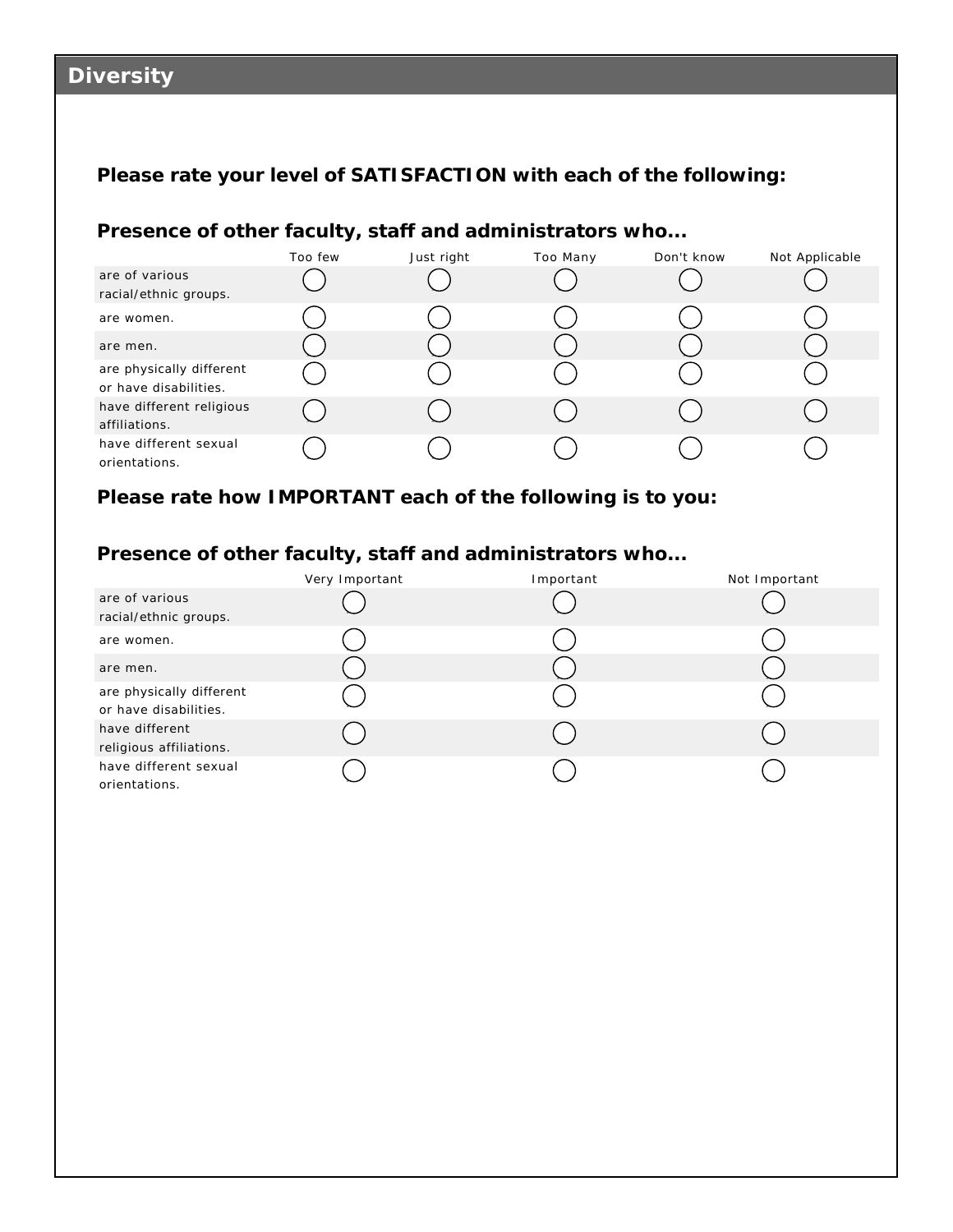## Diversity

**Please rate your level of SATISFACTION with each of the following:**

**Presence of other faculty, staff and administrators who...**

| | Too few | Just right | Too Many | Don't know | Not Applicable |
|---|---|---|---|---|---|
| are of various racial/ethnic groups. | ◯ | ◯ | ◯ | ◯ | ◯ |
| are women. | ◯ | ◯ | ◯ | ◯ | ◯ |
| are men. | ◯ | ◯ | ◯ | ◯ | ◯ |
| are physically different or have disabilities. | ◯ | ◯ | ◯ | ◯ | ◯ |
| have different religious affiliations. | ◯ | ◯ | ◯ | ◯ | ◯ |
| have different sexual orientations. | ◯ | ◯ | ◯ | ◯ | ◯ |

**Please rate how IMPORTANT each of the following is to you:**

**Presence of other faculty, staff and administrators who...**

| | Very Important | Important | Not Important |
|---|---|---|---|
| are of various racial/ethnic groups. | ◯ | ◯ | ◯ |
| are women. | ◯ | ◯ | ◯ |
| are men. | ◯ | ◯ | ◯ |
| are physically different or have disabilities. | ◯ | ◯ | ◯ |
| have different religious affiliations. | ◯ | ◯ | ◯ |
| have different sexual orientations. | ◯ | ◯ | ◯ |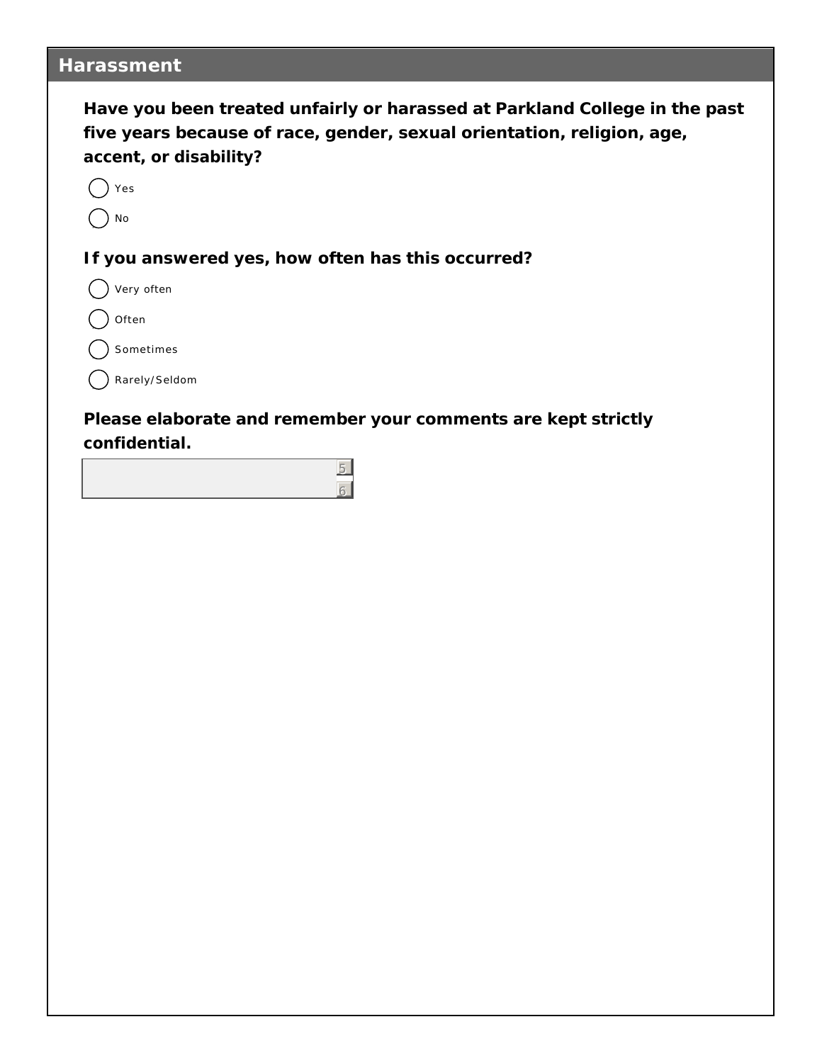## Harassment

**Have you been treated unfairly or harassed at Parkland College in the past five years because of race, gender, sexual orientation, religion, age, accent, or disability?**

- ( ) Yes
- ( ) No

**If you answered yes, how often has this occurred?**

- ( ) Very often
- ( ) Often
- ( ) Sometimes
- ( ) Rarely/Seldom

**Please elaborate and remember your comments are kept strictly confidential.**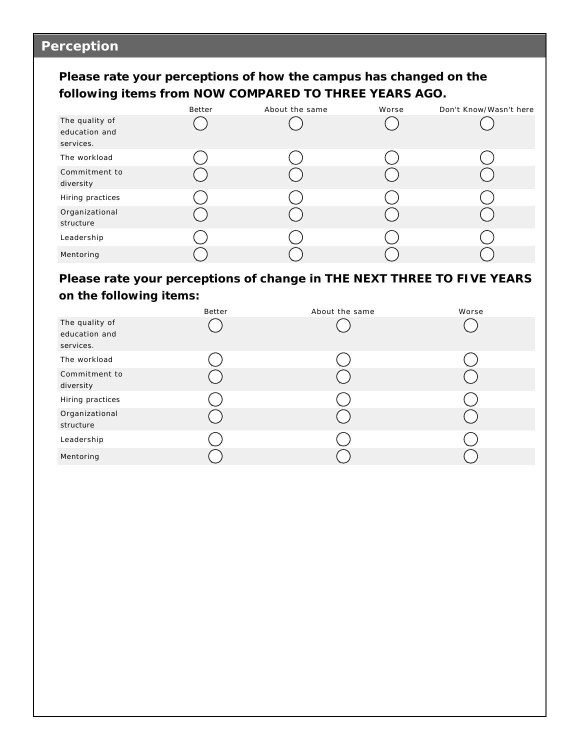## Perception

**Please rate your perceptions of how the campus has changed on the following items from NOW COMPARED TO THREE YEARS AGO.**

| | Better | About the same | Worse | Don't Know/Wasn't here |
|---|---|---|---|---|
| The quality of education and services. | ◯ | ◯ | ◯ | ◯ |
| The workload | ◯ | ◯ | ◯ | ◯ |
| Commitment to diversity | ◯ | ◯ | ◯ | ◯ |
| Hiring practices | ◯ | ◯ | ◯ | ◯ |
| Organizational structure | ◯ | ◯ | ◯ | ◯ |
| Leadership | ◯ | ◯ | ◯ | ◯ |
| Mentoring | ◯ | ◯ | ◯ | ◯ |

**Please rate your perceptions of change in THE NEXT THREE TO FIVE YEARS on the following items:**

| | Better | About the same | Worse |
|---|---|---|---|
| The quality of education and services. | ◯ | ◯ | ◯ |
| The workload | ◯ | ◯ | ◯ |
| Commitment to diversity | ◯ | ◯ | ◯ |
| Hiring practices | ◯ | ◯ | ◯ |
| Organizational structure | ◯ | ◯ | ◯ |
| Leadership | ◯ | ◯ | ◯ |
| Mentoring | ◯ | ◯ | ◯ |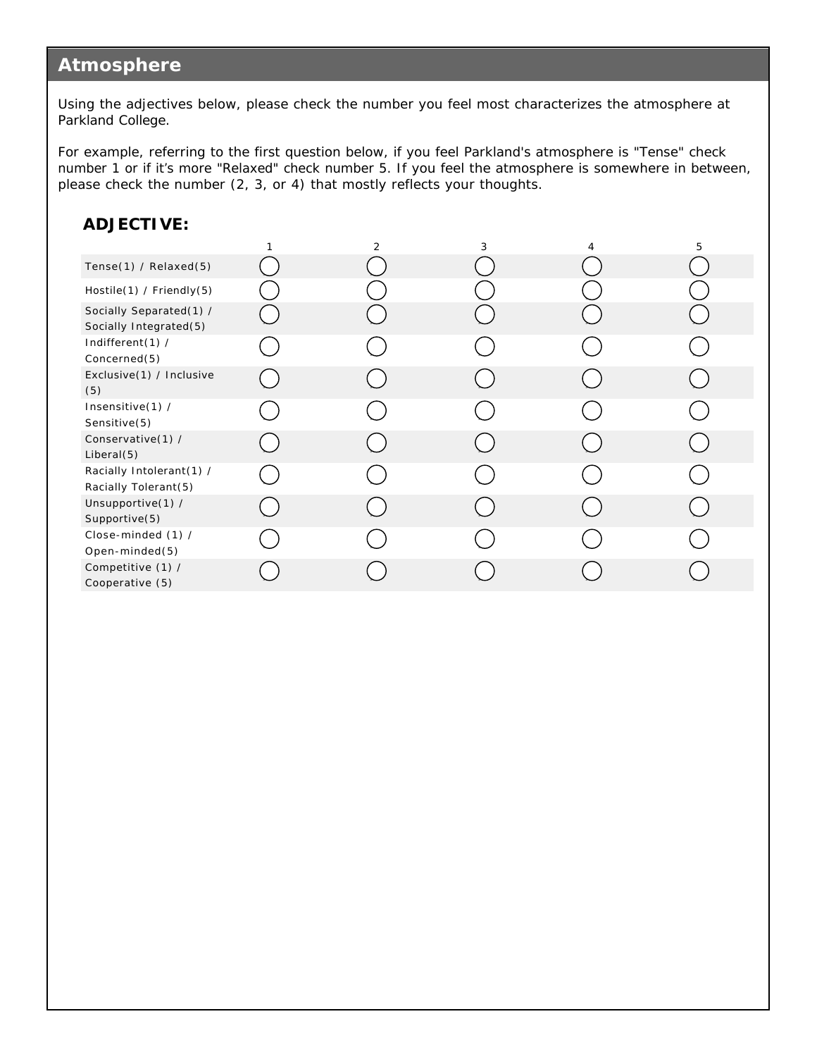## Atmosphere

Using the adjectives below, please check the number you feel most characterizes the atmosphere at Parkland College.

For example, referring to the first question below, if you feel Parkland's atmosphere is "Tense" check number 1 or if it's more "Relaxed" check number 5. If you feel the atmosphere is somewhere in between, please check the number (2, 3, or 4) that mostly reflects your thoughts.

### ADJECTIVE:

| | 1 | 2 | 3 | 4 | 5 |
|---|---|---|---|---|---|
| Tense(1) / Relaxed(5) | ◯ | ◯ | ◯ | ◯ | ◯ |
| Hostile(1) / Friendly(5) | ◯ | ◯ | ◯ | ◯ | ◯ |
| Socially Separated(1) / Socially Integrated(5) | ◯ | ◯ | ◯ | ◯ | ◯ |
| Indifferent(1) / Concerned(5) | ◯ | ◯ | ◯ | ◯ | ◯ |
| Exclusive(1) / Inclusive (5) | ◯ | ◯ | ◯ | ◯ | ◯ |
| Insensitive(1) / Sensitive(5) | ◯ | ◯ | ◯ | ◯ | ◯ |
| Conservative(1) / Liberal(5) | ◯ | ◯ | ◯ | ◯ | ◯ |
| Racially Intolerant(1) / Racially Tolerant(5) | ◯ | ◯ | ◯ | ◯ | ◯ |
| Unsupportive(1) / Supportive(5) | ◯ | ◯ | ◯ | ◯ | ◯ |
| Close-minded (1) / Open-minded(5) | ◯ | ◯ | ◯ | ◯ | ◯ |
| Competitive (1) / Cooperative (5) | ◯ | ◯ | ◯ | ◯ | ◯ |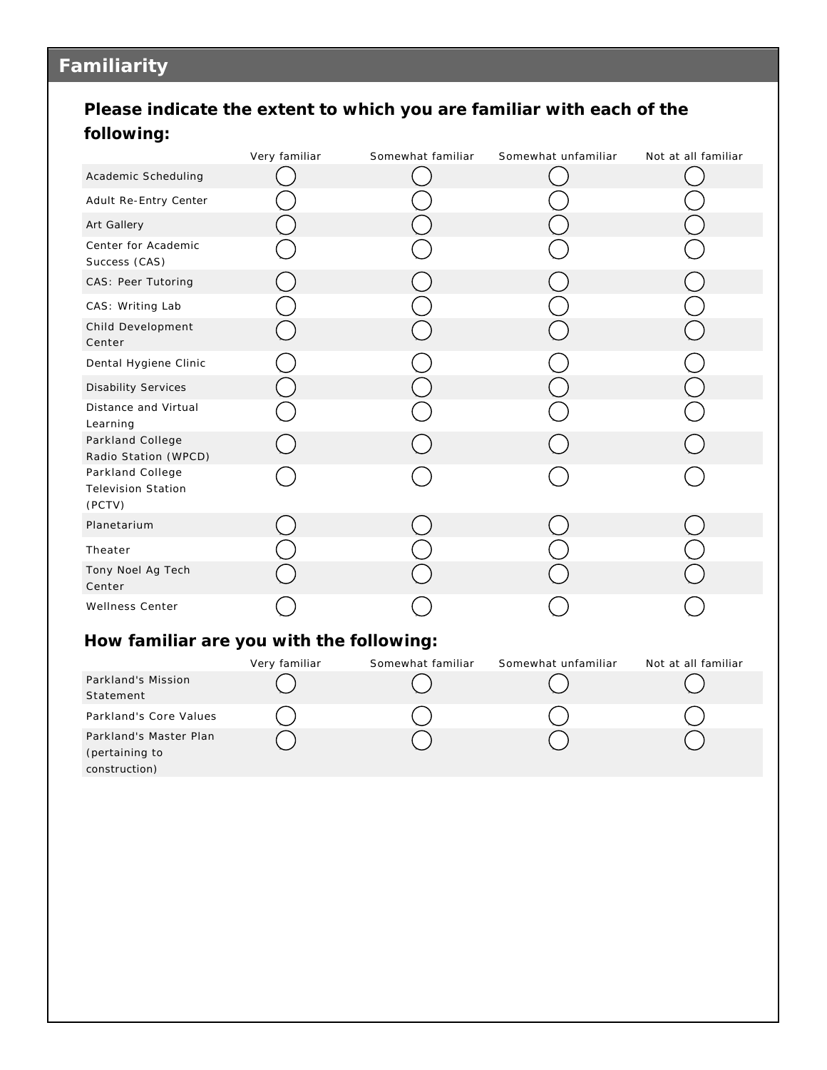## Familiarity

**Please indicate the extent to which you are familiar with each of the following:**

| | Very familiar | Somewhat familiar | Somewhat unfamiliar | Not at all familiar |
|---|---|---|---|---|
| Academic Scheduling | ◯ | ◯ | ◯ | ◯ |
| Adult Re-Entry Center | ◯ | ◯ | ◯ | ◯ |
| Art Gallery | ◯ | ◯ | ◯ | ◯ |
| Center for Academic Success (CAS) | ◯ | ◯ | ◯ | ◯ |
| CAS: Peer Tutoring | ◯ | ◯ | ◯ | ◯ |
| CAS: Writing Lab | ◯ | ◯ | ◯ | ◯ |
| Child Development Center | ◯ | ◯ | ◯ | ◯ |
| Dental Hygiene Clinic | ◯ | ◯ | ◯ | ◯ |
| Disability Services | ◯ | ◯ | ◯ | ◯ |
| Distance and Virtual Learning | ◯ | ◯ | ◯ | ◯ |
| Parkland College Radio Station (WPCD) | ◯ | ◯ | ◯ | ◯ |
| Parkland College Television Station (PCTV) | ◯ | ◯ | ◯ | ◯ |
| Planetarium | ◯ | ◯ | ◯ | ◯ |
| Theater | ◯ | ◯ | ◯ | ◯ |
| Tony Noel Ag Tech Center | ◯ | ◯ | ◯ | ◯ |
| Wellness Center | ◯ | ◯ | ◯ | ◯ |

**How familiar are you with the following:**

| | Very familiar | Somewhat familiar | Somewhat unfamiliar | Not at all familiar |
|---|---|---|---|---|
| Parkland's Mission Statement | ◯ | ◯ | ◯ | ◯ |
| Parkland's Core Values | ◯ | ◯ | ◯ | ◯ |
| Parkland's Master Plan (pertaining to construction) | ◯ | ◯ | ◯ | ◯ |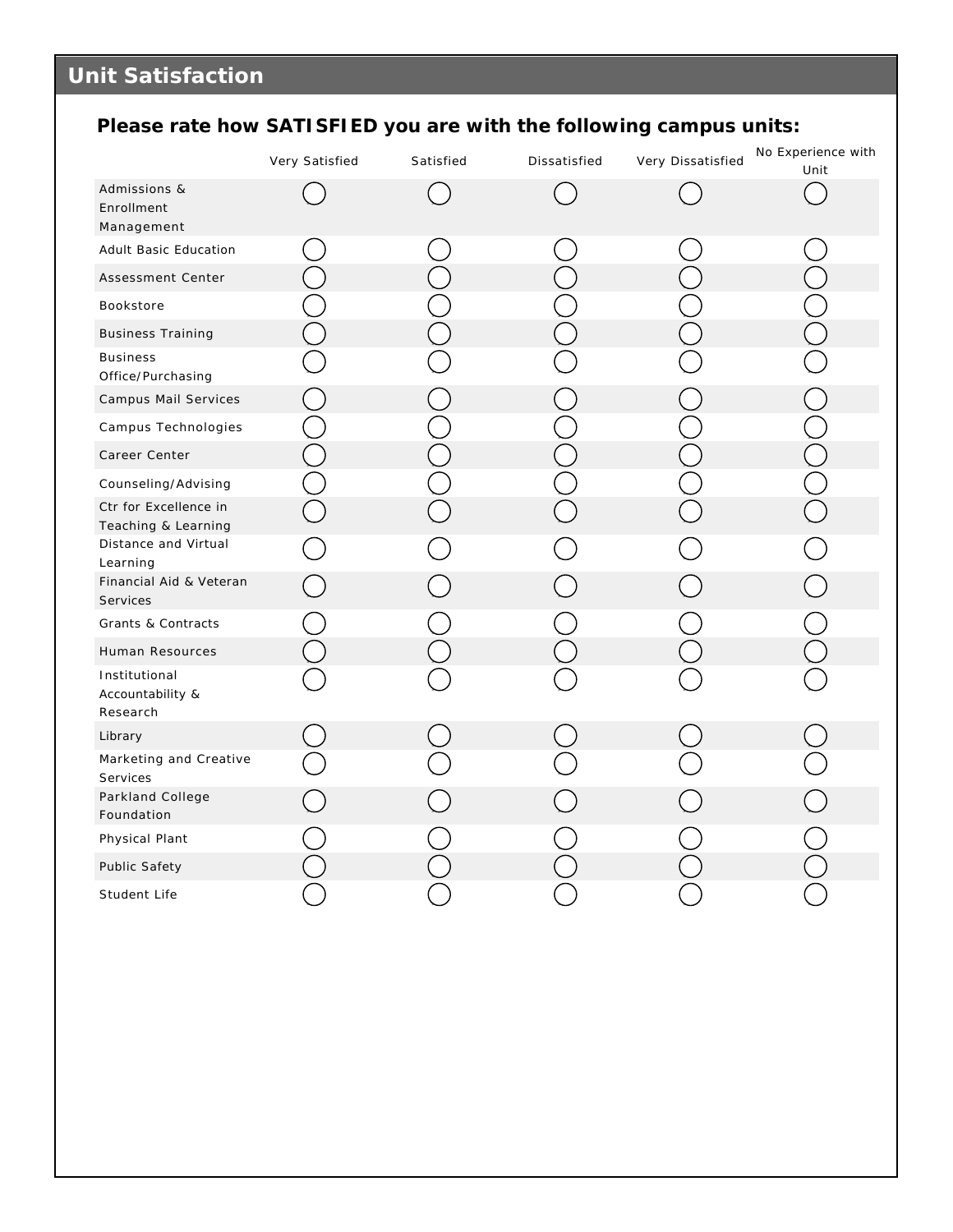## Unit Satisfaction

**Please rate how SATISFIED you are with the following campus units:**

| | Very Satisfied | Satisfied | Dissatisfied | Very Dissatisfied | No Experience with Unit |
|---|---|---|---|---|---|
| Admissions & Enrollment Management | ◯ | ◯ | ◯ | ◯ | ◯ |
| Adult Basic Education | ◯ | ◯ | ◯ | ◯ | ◯ |
| Assessment Center | ◯ | ◯ | ◯ | ◯ | ◯ |
| Bookstore | ◯ | ◯ | ◯ | ◯ | ◯ |
| Business Training | ◯ | ◯ | ◯ | ◯ | ◯ |
| Business Office/Purchasing | ◯ | ◯ | ◯ | ◯ | ◯ |
| Campus Mail Services | ◯ | ◯ | ◯ | ◯ | ◯ |
| Campus Technologies | ◯ | ◯ | ◯ | ◯ | ◯ |
| Career Center | ◯ | ◯ | ◯ | ◯ | ◯ |
| Counseling/Advising | ◯ | ◯ | ◯ | ◯ | ◯ |
| Ctr for Excellence in Teaching & Learning | ◯ | ◯ | ◯ | ◯ | ◯ |
| Distance and Virtual Learning | ◯ | ◯ | ◯ | ◯ | ◯ |
| Financial Aid & Veteran Services | ◯ | ◯ | ◯ | ◯ | ◯ |
| Grants & Contracts | ◯ | ◯ | ◯ | ◯ | ◯ |
| Human Resources | ◯ | ◯ | ◯ | ◯ | ◯ |
| Institutional Accountability & Research | ◯ | ◯ | ◯ | ◯ | ◯ |
| Library | ◯ | ◯ | ◯ | ◯ | ◯ |
| Marketing and Creative Services | ◯ | ◯ | ◯ | ◯ | ◯ |
| Parkland College Foundation | ◯ | ◯ | ◯ | ◯ | ◯ |
| Physical Plant | ◯ | ◯ | ◯ | ◯ | ◯ |
| Public Safety | ◯ | ◯ | ◯ | ◯ | ◯ |
| Student Life | ◯ | ◯ | ◯ | ◯ | ◯ |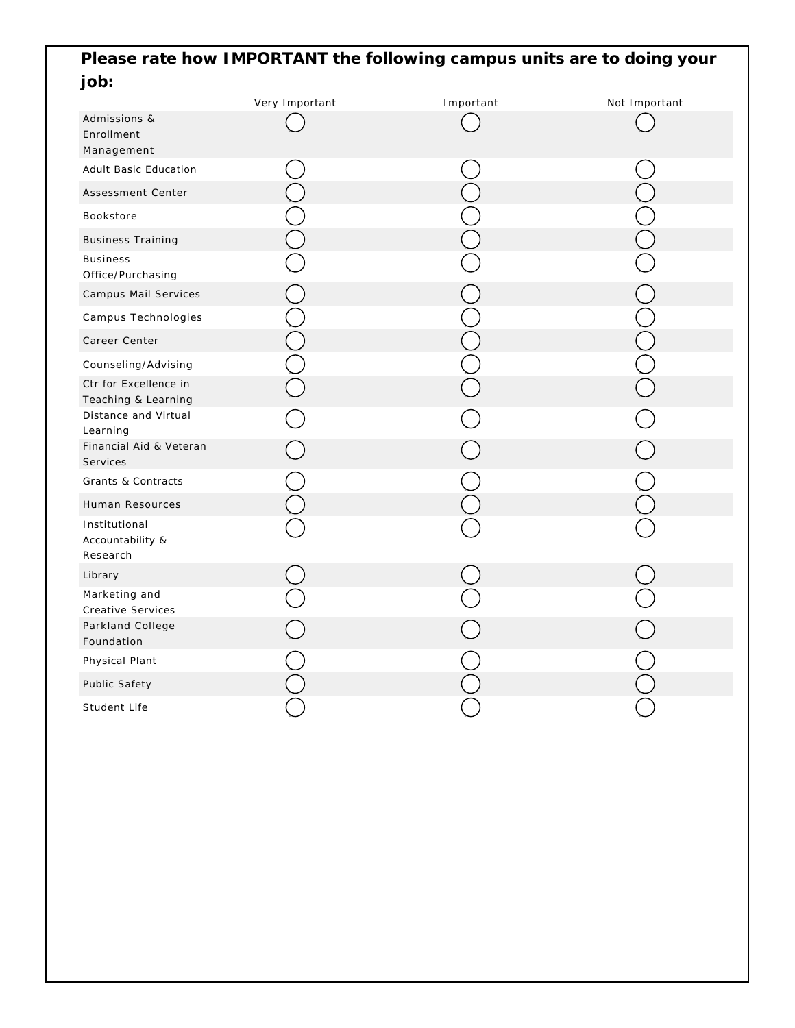**Please rate how IMPORTANT the following campus units are to doing your job:**

| | Very Important | Important | Not Important |
|---|---|---|---|
| Admissions & Enrollment Management | ◯ | ◯ | ◯ |
| Adult Basic Education | ◯ | ◯ | ◯ |
| Assessment Center | ◯ | ◯ | ◯ |
| Bookstore | ◯ | ◯ | ◯ |
| Business Training | ◯ | ◯ | ◯ |
| Business Office/Purchasing | ◯ | ◯ | ◯ |
| Campus Mail Services | ◯ | ◯ | ◯ |
| Campus Technologies | ◯ | ◯ | ◯ |
| Career Center | ◯ | ◯ | ◯ |
| Counseling/Advising | ◯ | ◯ | ◯ |
| Ctr for Excellence in Teaching & Learning | ◯ | ◯ | ◯ |
| Distance and Virtual Learning | ◯ | ◯ | ◯ |
| Financial Aid & Veteran Services | ◯ | ◯ | ◯ |
| Grants & Contracts | ◯ | ◯ | ◯ |
| Human Resources | ◯ | ◯ | ◯ |
| Institutional Accountability & Research | ◯ | ◯ | ◯ |
| Library | ◯ | ◯ | ◯ |
| Marketing and Creative Services | ◯ | ◯ | ◯ |
| Parkland College Foundation | ◯ | ◯ | ◯ |
| Physical Plant | ◯ | ◯ | ◯ |
| Public Safety | ◯ | ◯ | ◯ |
| Student Life | ◯ | ◯ | ◯ |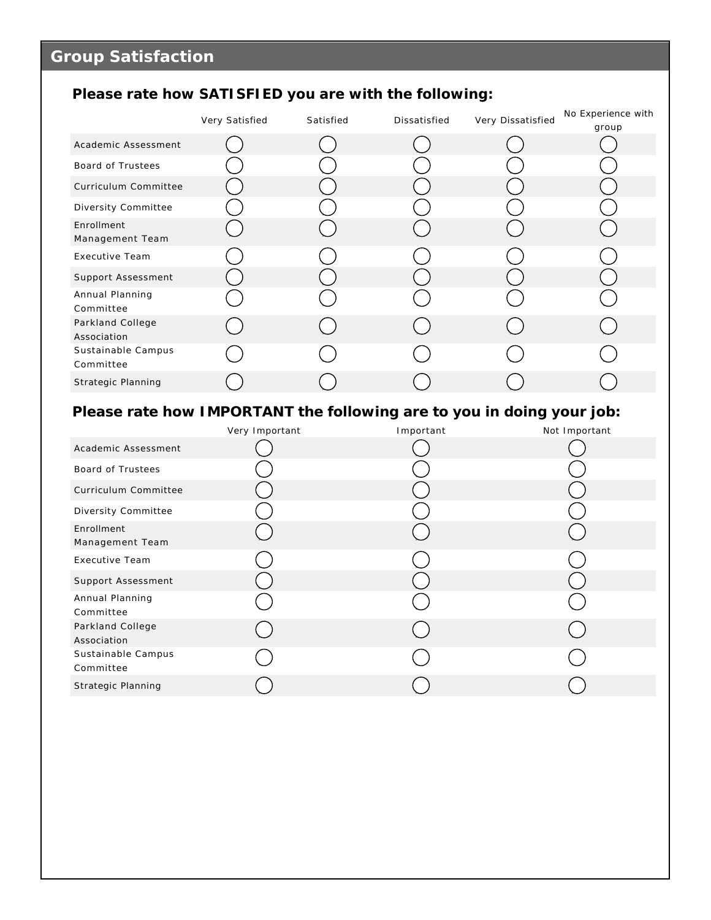## Group Satisfaction

### Please rate how SATISFIED you are with the following:

| | Very Satisfied | Satisfied | Dissatisfied | Very Dissatisfied | No Experience with group |
|---|---|---|---|---|---|
| Academic Assessment | ○ | ○ | ○ | ○ | ○ |
| Board of Trustees | ○ | ○ | ○ | ○ | ○ |
| Curriculum Committee | ○ | ○ | ○ | ○ | ○ |
| Diversity Committee | ○ | ○ | ○ | ○ | ○ |
| Enrollment Management Team | ○ | ○ | ○ | ○ | ○ |
| Executive Team | ○ | ○ | ○ | ○ | ○ |
| Support Assessment | ○ | ○ | ○ | ○ | ○ |
| Annual Planning Committee | ○ | ○ | ○ | ○ | ○ |
| Parkland College Association | ○ | ○ | ○ | ○ | ○ |
| Sustainable Campus Committee | ○ | ○ | ○ | ○ | ○ |
| Strategic Planning | ○ | ○ | ○ | ○ | ○ |

### Please rate how IMPORTANT the following are to you in doing your job:

| | Very Important | Important | Not Important |
|---|---|---|---|
| Academic Assessment | ○ | ○ | ○ |
| Board of Trustees | ○ | ○ | ○ |
| Curriculum Committee | ○ | ○ | ○ |
| Diversity Committee | ○ | ○ | ○ |
| Enrollment Management Team | ○ | ○ | ○ |
| Executive Team | ○ | ○ | ○ |
| Support Assessment | ○ | ○ | ○ |
| Annual Planning Committee | ○ | ○ | ○ |
| Parkland College Association | ○ | ○ | ○ |
| Sustainable Campus Committee | ○ | ○ | ○ |
| Strategic Planning | ○ | ○ | ○ |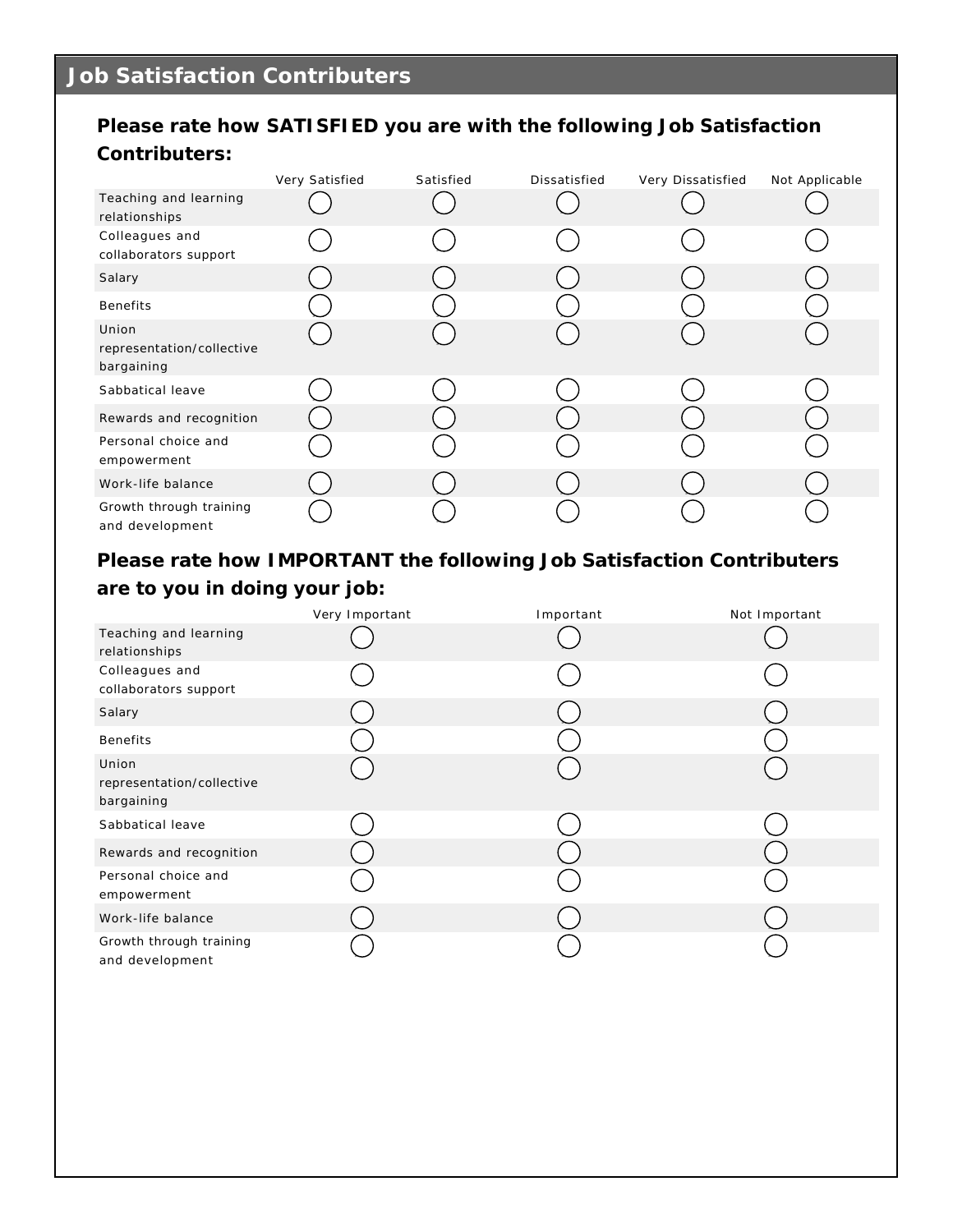## Job Satisfaction Contributers

### Please rate how SATISFIED you are with the following Job Satisfaction Contributers:

| | Very Satisfied | Satisfied | Dissatisfied | Very Dissatisfied | Not Applicable |
|---|---|---|---|---|---|
| Teaching and learning relationships | ◯ | ◯ | ◯ | ◯ | ◯ |
| Colleagues and collaborators support | ◯ | ◯ | ◯ | ◯ | ◯ |
| Salary | ◯ | ◯ | ◯ | ◯ | ◯ |
| Benefits | ◯ | ◯ | ◯ | ◯ | ◯ |
| Union representation/collective bargaining | ◯ | ◯ | ◯ | ◯ | ◯ |
| Sabbatical leave | ◯ | ◯ | ◯ | ◯ | ◯ |
| Rewards and recognition | ◯ | ◯ | ◯ | ◯ | ◯ |
| Personal choice and empowerment | ◯ | ◯ | ◯ | ◯ | ◯ |
| Work-life balance | ◯ | ◯ | ◯ | ◯ | ◯ |
| Growth through training and development | ◯ | ◯ | ◯ | ◯ | ◯ |

### Please rate how IMPORTANT the following Job Satisfaction Contributers are to you in doing your job:

| | Very Important | Important | Not Important |
|---|---|---|---|
| Teaching and learning relationships | ◯ | ◯ | ◯ |
| Colleagues and collaborators support | ◯ | ◯ | ◯ |
| Salary | ◯ | ◯ | ◯ |
| Benefits | ◯ | ◯ | ◯ |
| Union representation/collective bargaining | ◯ | ◯ | ◯ |
| Sabbatical leave | ◯ | ◯ | ◯ |
| Rewards and recognition | ◯ | ◯ | ◯ |
| Personal choice and empowerment | ◯ | ◯ | ◯ |
| Work-life balance | ◯ | ◯ | ◯ |
| Growth through training and development | ◯ | ◯ | ◯ |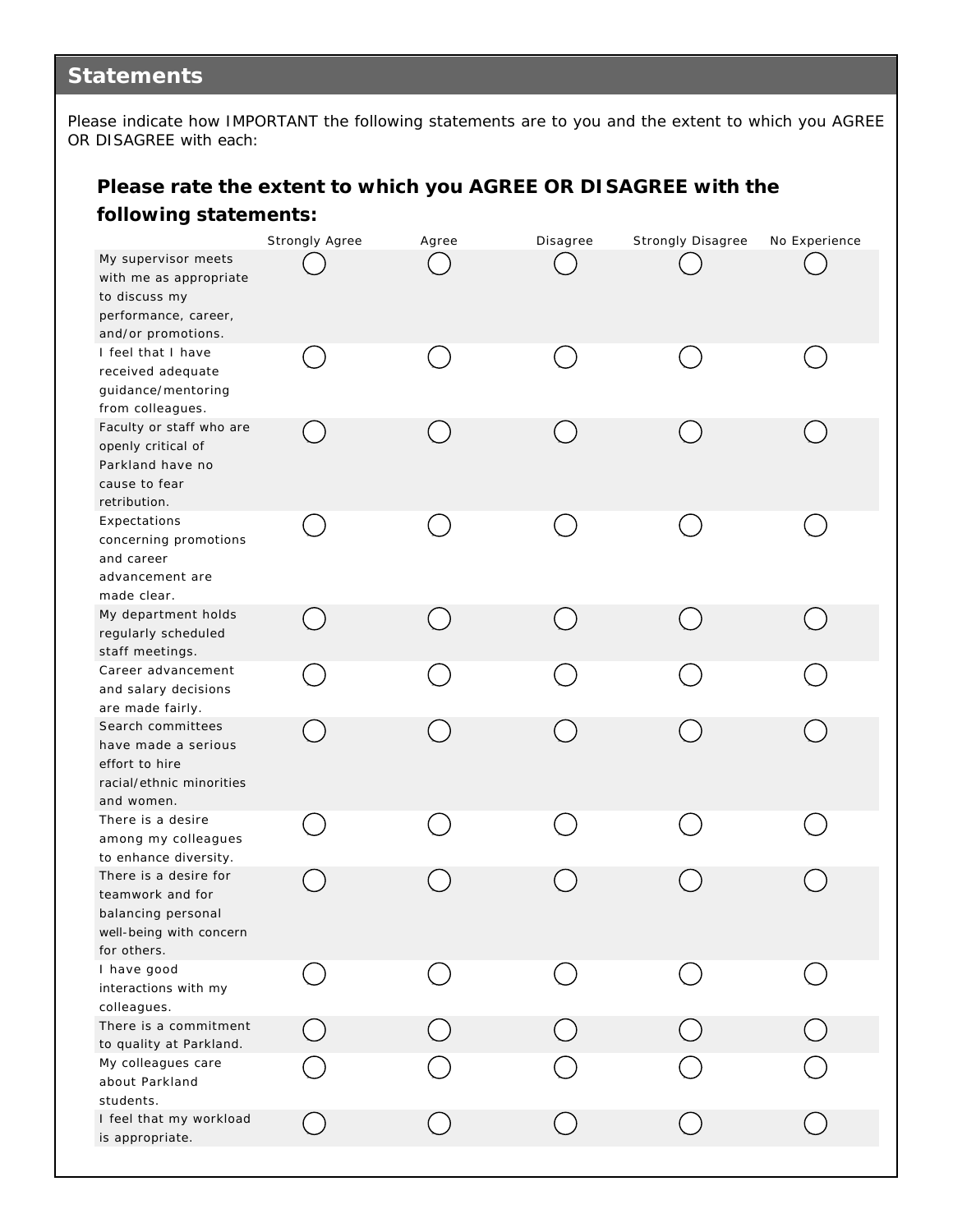## Statements

Please indicate how IMPORTANT the following statements are to you and the extent to which you AGREE OR DISAGREE with each:

### Please rate the extent to which you AGREE OR DISAGREE with the following statements:

| | Strongly Agree | Agree | Disagree | Strongly Disagree | No Experience |
|---|---|---|---|---|---|
| My supervisor meets with me as appropriate to discuss my performance, career, and/or promotions. | ◯ | ◯ | ◯ | ◯ | ◯ |
| I feel that I have received adequate guidance/mentoring from colleagues. | ◯ | ◯ | ◯ | ◯ | ◯ |
| Faculty or staff who are openly critical of Parkland have no cause to fear retribution. | ◯ | ◯ | ◯ | ◯ | ◯ |
| Expectations concerning promotions and career advancement are made clear. | ◯ | ◯ | ◯ | ◯ | ◯ |
| My department holds regularly scheduled staff meetings. | ◯ | ◯ | ◯ | ◯ | ◯ |
| Career advancement and salary decisions are made fairly. | ◯ | ◯ | ◯ | ◯ | ◯ |
| Search committees have made a serious effort to hire racial/ethnic minorities and women. | ◯ | ◯ | ◯ | ◯ | ◯ |
| There is a desire among my colleagues to enhance diversity. | ◯ | ◯ | ◯ | ◯ | ◯ |
| There is a desire for teamwork and for balancing personal well-being with concern for others. | ◯ | ◯ | ◯ | ◯ | ◯ |
| I have good interactions with my colleagues. | ◯ | ◯ | ◯ | ◯ | ◯ |
| There is a commitment to quality at Parkland. | ◯ | ◯ | ◯ | ◯ | ◯ |
| My colleagues care about Parkland students. | ◯ | ◯ | ◯ | ◯ | ◯ |
| I feel that my workload is appropriate. | ◯ | ◯ | ◯ | ◯ | ◯ |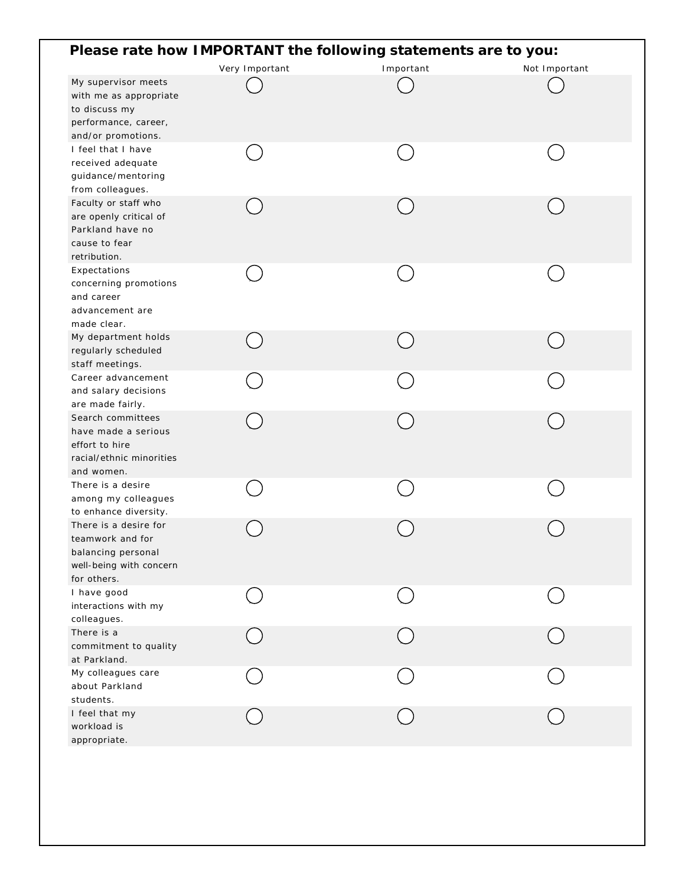## Please rate how IMPORTANT the following statements are to you:

| | Very Important | Important | Not Important |
|---|---|---|---|
| My supervisor meets with me as appropriate to discuss my performance, career, and/or promotions. | ○ | ○ | ○ |
| I feel that I have received adequate guidance/mentoring from colleagues. | ○ | ○ | ○ |
| Faculty or staff who are openly critical of Parkland have no cause to fear retribution. | ○ | ○ | ○ |
| Expectations concerning promotions and career advancement are made clear. | ○ | ○ | ○ |
| My department holds regularly scheduled staff meetings. | ○ | ○ | ○ |
| Career advancement and salary decisions are made fairly. | ○ | ○ | ○ |
| Search committees have made a serious effort to hire racial/ethnic minorities and women. | ○ | ○ | ○ |
| There is a desire among my colleagues to enhance diversity. | ○ | ○ | ○ |
| There is a desire for teamwork and for balancing personal well-being with concern for others. | ○ | ○ | ○ |
| I have good interactions with my colleagues. | ○ | ○ | ○ |
| There is a commitment to quality at Parkland. | ○ | ○ | ○ |
| My colleagues care about Parkland students. | ○ | ○ | ○ |
| I feel that my workload is appropriate. | ○ | ○ | ○ |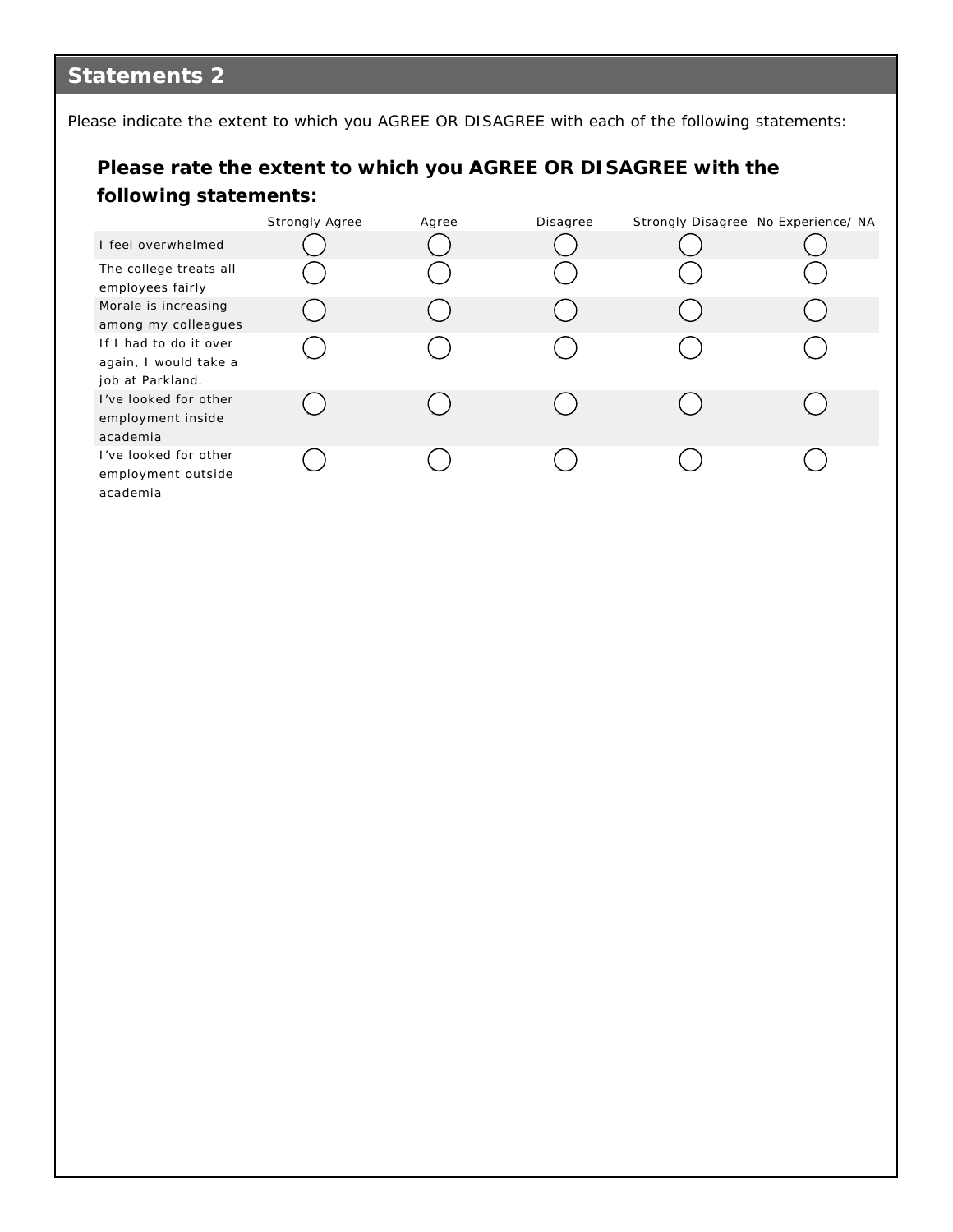## Statements 2

Please indicate the extent to which you AGREE OR DISAGREE with each of the following statements:

### Please rate the extent to which you AGREE OR DISAGREE with the following statements:

| | Strongly Agree | Agree | Disagree | Strongly Disagree | No Experience/ NA |
|---|---|---|---|---|---|
| I feel overwhelmed | ◯ | ◯ | ◯ | ◯ | ◯ |
| The college treats all employees fairly | ◯ | ◯ | ◯ | ◯ | ◯ |
| Morale is increasing among my colleagues | ◯ | ◯ | ◯ | ◯ | ◯ |
| If I had to do it over again, I would take a job at Parkland. | ◯ | ◯ | ◯ | ◯ | ◯ |
| I've looked for other employment inside academia | ◯ | ◯ | ◯ | ◯ | ◯ |
| I've looked for other employment outside academia | ◯ | ◯ | ◯ | ◯ | ◯ |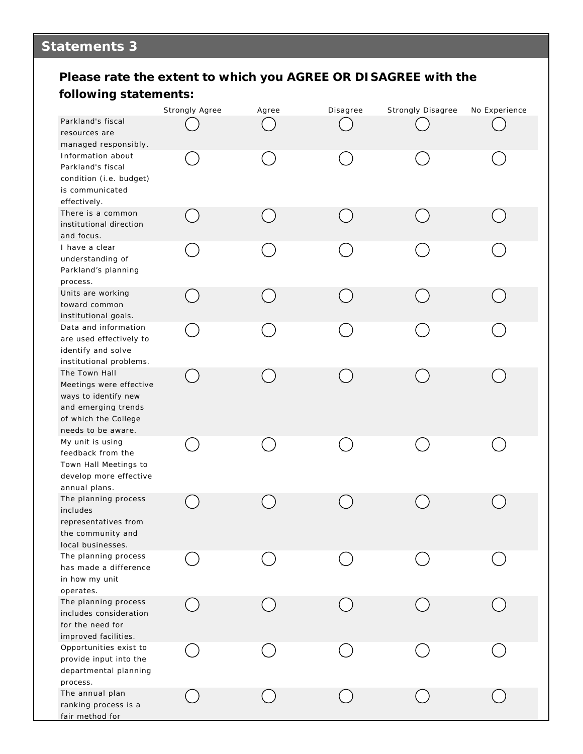## Statements 3

### Please rate the extent to which you AGREE OR DISAGREE with the following statements:

| | Strongly Agree | Agree | Disagree | Strongly Disagree | No Experience |
|---|---|---|---|---|---|
| Parkland's fiscal resources are managed responsibly. | ◯ | ◯ | ◯ | ◯ | ◯ |
| Information about Parkland's fiscal condition (i.e. budget) is communicated effectively. | ◯ | ◯ | ◯ | ◯ | ◯ |
| There is a common institutional direction and focus. | ◯ | ◯ | ◯ | ◯ | ◯ |
| I have a clear understanding of Parkland’s planning process. | ◯ | ◯ | ◯ | ◯ | ◯ |
| Units are working toward common institutional goals. | ◯ | ◯ | ◯ | ◯ | ◯ |
| Data and information are used effectively to identify and solve institutional problems. | ◯ | ◯ | ◯ | ◯ | ◯ |
| The Town Hall Meetings were effective ways to identify new and emerging trends of which the College needs to be aware. | ◯ | ◯ | ◯ | ◯ | ◯ |
| My unit is using feedback from the Town Hall Meetings to develop more effective annual plans. | ◯ | ◯ | ◯ | ◯ | ◯ |
| The planning process includes representatives from the community and local businesses. | ◯ | ◯ | ◯ | ◯ | ◯ |
| The planning process has made a difference in how my unit operates. | ◯ | ◯ | ◯ | ◯ | ◯ |
| The planning process includes consideration for the need for improved facilities. | ◯ | ◯ | ◯ | ◯ | ◯ |
| Opportunities exist to provide input into the departmental planning process. | ◯ | ◯ | ◯ | ◯ | ◯ |
| The annual plan ranking process is a fair method for | ◯ | ◯ | ◯ | ◯ | ◯ |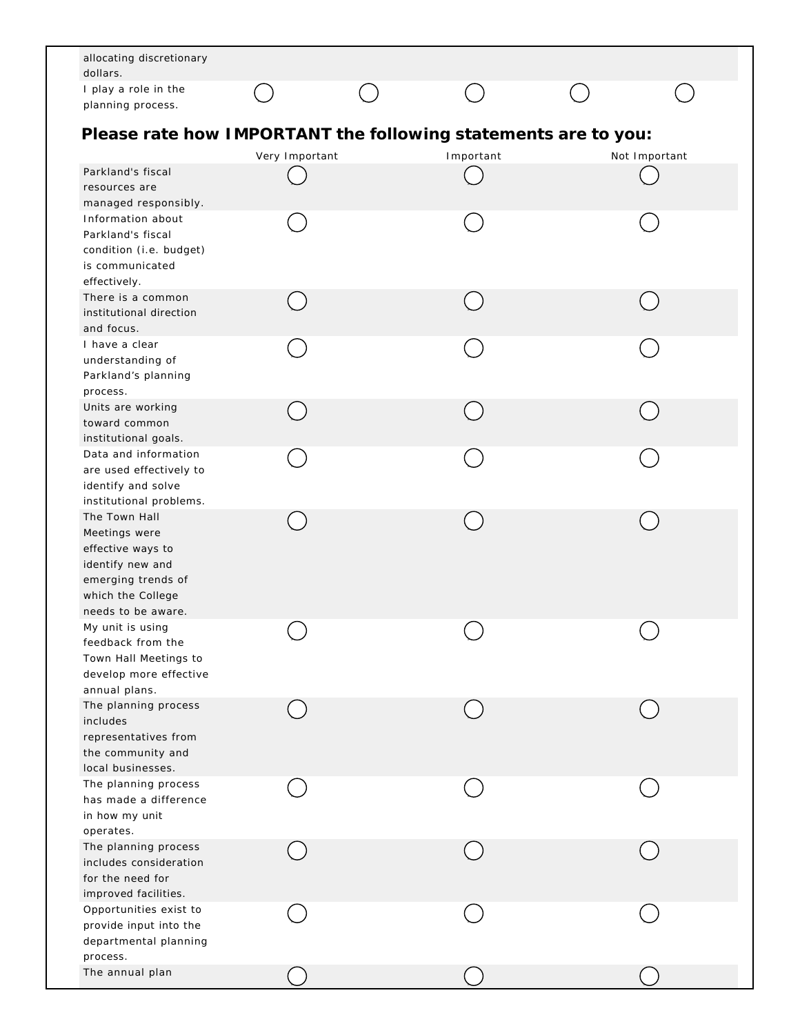| | | | | | |
|---|---|---|---|---|---|
| allocating discretionary dollars. | | | | | |
| I play a role in the planning process. | ◯ | ◯ | ◯ | ◯ | ◯ |

## Please rate how IMPORTANT the following statements are to you:

| | Very Important | Important | Not Important |
|---|---|---|---|
| Parkland's fiscal resources are managed responsibly. | ◯ | ◯ | ◯ |
| Information about Parkland's fiscal condition (i.e. budget) is communicated effectively. | ◯ | ◯ | ◯ |
| There is a common institutional direction and focus. | ◯ | ◯ | ◯ |
| I have a clear understanding of Parkland's planning process. | ◯ | ◯ | ◯ |
| Units are working toward common institutional goals. | ◯ | ◯ | ◯ |
| Data and information are used effectively to identify and solve institutional problems. | ◯ | ◯ | ◯ |
| The Town Hall Meetings were effective ways to identify new and emerging trends of which the College needs to be aware. | ◯ | ◯ | ◯ |
| My unit is using feedback from the Town Hall Meetings to develop more effective annual plans. | ◯ | ◯ | ◯ |
| The planning process includes representatives from the community and local businesses. | ◯ | ◯ | ◯ |
| The planning process has made a difference in how my unit operates. | ◯ | ◯ | ◯ |
| The planning process includes consideration for the need for improved facilities. | ◯ | ◯ | ◯ |
| Opportunities exist to provide input into the departmental planning process. | ◯ | ◯ | ◯ |
| The annual plan | ◯ | ◯ | ◯ |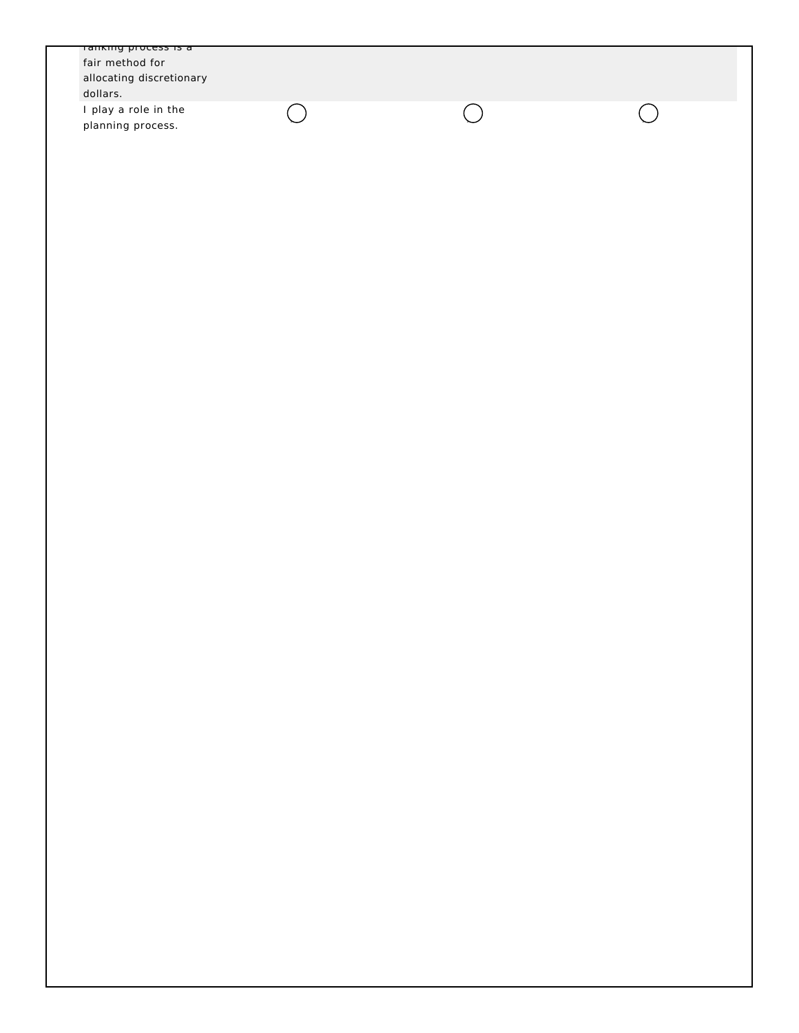| | | | |
|---|---|---|---|
| ranking process is a fair method for allocating discretionary dollars. | | | |
| I play a role in the planning process. | ◯ | ◯ | ◯ |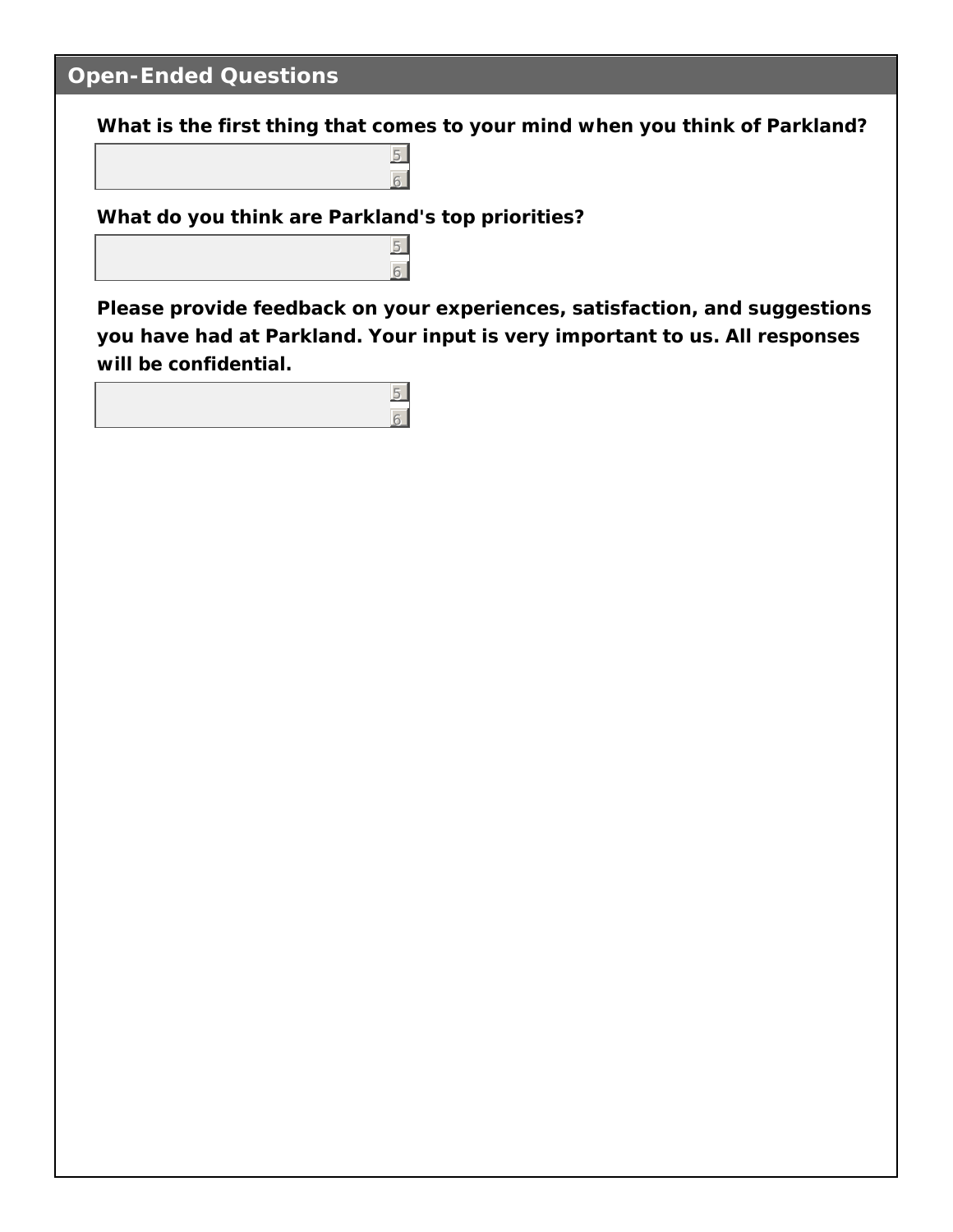## Open-Ended Questions

**What is the first thing that comes to your mind when you think of Parkland?**

**What do you think are Parkland's top priorities?**

**Please provide feedback on your experiences, satisfaction, and suggestions you have had at Parkland. Your input is very important to us. All responses will be confidential.**